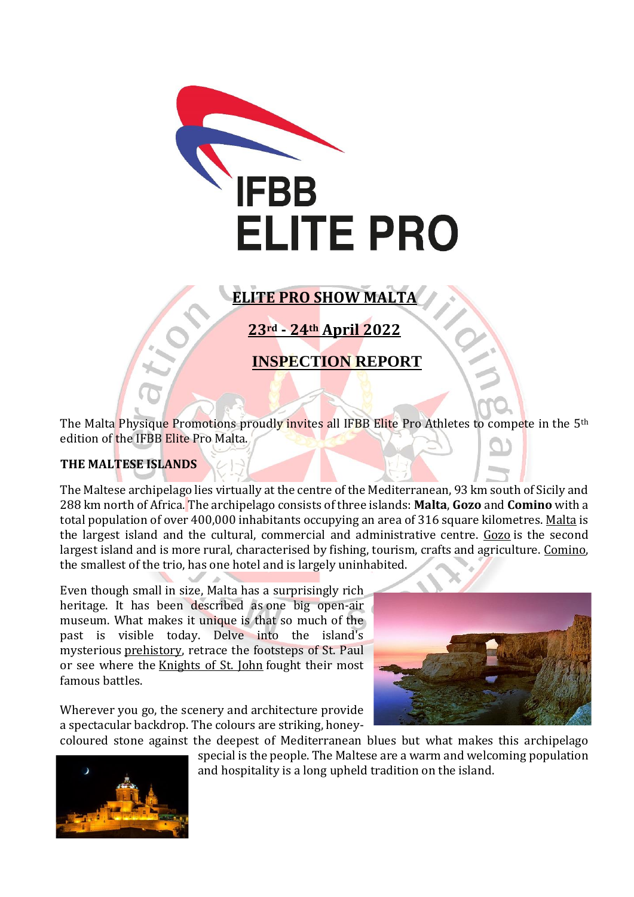IFBB
ELITE PRO

# ELITE PRO SHOW MALTA

## 23rd - 24th April 2022

## INSPECTION REPORT

The Malta Physique Promotions proudly invites all IFBB Elite Pro Athletes to compete in the 5th edition of the IFBB Elite Pro Malta.

### THE MALTESE ISLANDS

The Maltese archipelago lies virtually at the centre of the Mediterranean, 93 km south of Sicily and 288 km north of Africa. The archipelago consists of three islands: **Malta**, **Gozo** and **Comino** with a total population of over 400,000 inhabitants occupying an area of 316 square kilometres. Malta is the largest island and the cultural, commercial and administrative centre. Gozo is the second largest island and is more rural, characterised by fishing, tourism, crafts and agriculture. Comino, the smallest of the trio, has one hotel and is largely uninhabited.

Even though small in size, Malta has a surprisingly rich heritage. It has been described as one big open-air museum. What makes it unique is that so much of the past is visible today. Delve into the island's mysterious prehistory, retrace the footsteps of St. Paul or see where the Knights of St. John fought their most famous battles.

Wherever you go, the scenery and architecture provide a spectacular backdrop. The colours are striking, honey-coloured stone against the deepest of Mediterranean blues but what makes this archipelago special is the people. The Maltese are a warm and welcoming population and hospitality is a long upheld tradition on the island.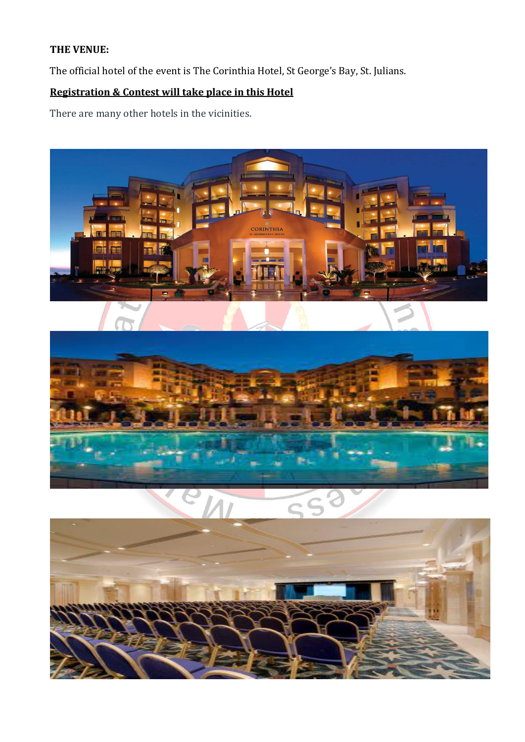**THE VENUE:**

The official hotel of the event is The Corinthia Hotel, St George's Bay, St. Julians.

**Registration & Contest will take place in this Hotel**

There are many other hotels in the vicinities.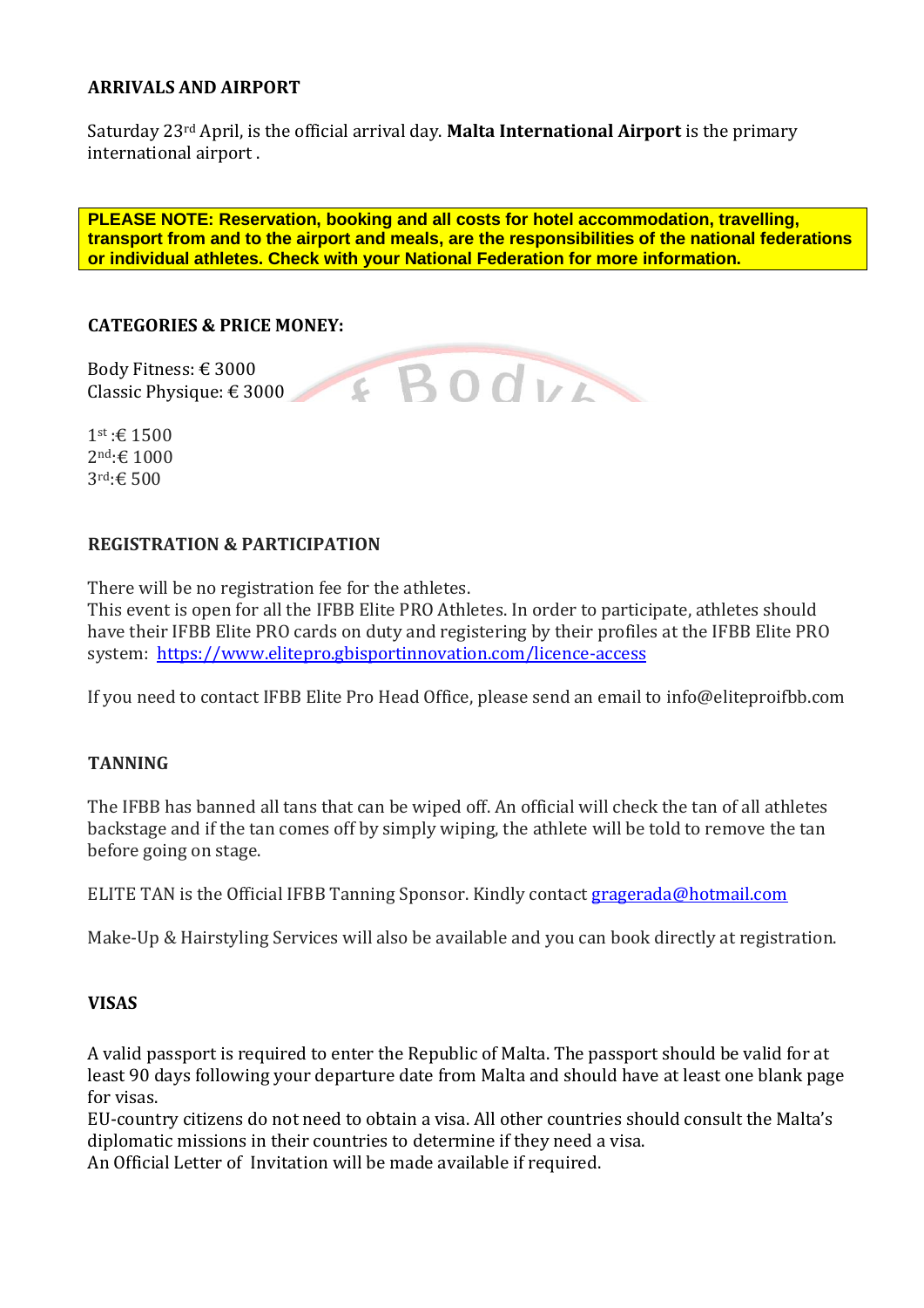**ARRIVALS AND AIRPORT**

Saturday 23rd April, is the official arrival day. **Malta International Airport** is the primary international airport .

**PLEASE NOTE: Reservation, booking and all costs for hotel accommodation, travelling, transport from and to the airport and meals, are the responsibilities of the national federations or individual athletes. Check with your National Federation for more information.**

**CATEGORIES & PRICE MONEY:**

Body Fitness: € 3000
Classic Physique: € 3000

1st :€ 1500
2nd:€ 1000
3rd:€ 500

**REGISTRATION & PARTICIPATION**

There will be no registration fee for the athletes.
This event is open for all the IFBB Elite PRO Athletes. In order to participate, athletes should have their IFBB Elite PRO cards on duty and registering by their profiles at the IFBB Elite PRO system: [https://www.elitepro.gbisportinnovation.com/licence-access](https://www.elitepro.gbisportinnovation.com/licence-access)

If you need to contact IFBB Elite Pro Head Office, please send an email to info@eliteproifbb.com

**TANNING**

The IFBB has banned all tans that can be wiped off. An official will check the tan of all athletes backstage and if the tan comes off by simply wiping, the athlete will be told to remove the tan before going on stage.

ELITE TAN is the Official IFBB Tanning Sponsor. Kindly contact [gragerada@hotmail.com](mailto:gragerada@hotmail.com)

Make-Up & Hairstyling Services will also be available and you can book directly at registration.

**VISAS**

A valid passport is required to enter the Republic of Malta. The passport should be valid for at least 90 days following your departure date from Malta and should have at least one blank page for visas.
EU-country citizens do not need to obtain a visa. All other countries should consult the Malta's diplomatic missions in their countries to determine if they need a visa.
An Official Letter of Invitation will be made available if required.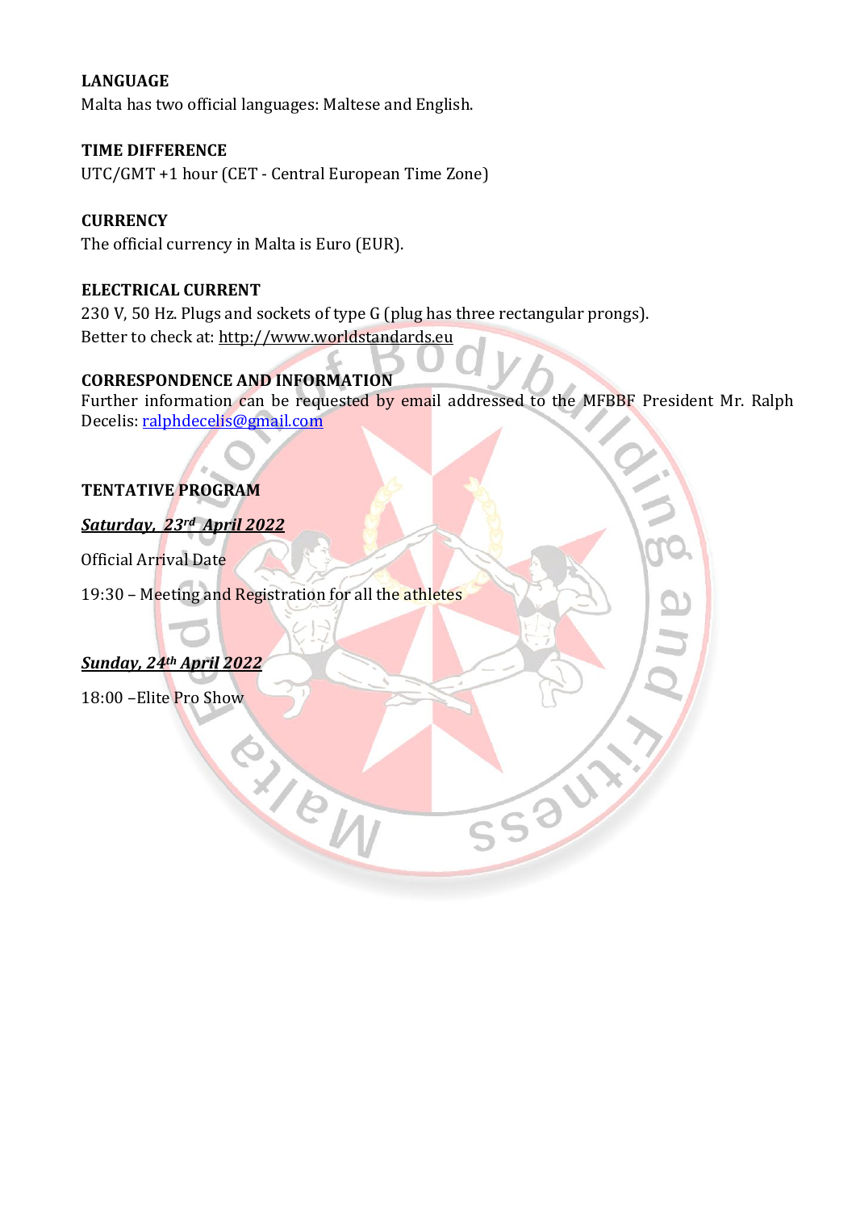**LANGUAGE**

Malta has two official languages: Maltese and English.

**TIME DIFFERENCE**

UTC/GMT +1 hour (CET - Central European Time Zone)

**CURRENCY**

The official currency in Malta is Euro (EUR).

**ELECTRICAL CURRENT**

230 V, 50 Hz. Plugs and sockets of type G (plug has three rectangular prongs).
Better to check at: http://www.worldstandards.eu

**CORRESPONDENCE AND INFORMATION**

Further information can be requested by email addressed to the MFBBF President Mr. Ralph Decelis: ralphdecelis@gmail.com

**TENTATIVE PROGRAM**

***Saturday, 23rd April 2022***

Official Arrival Date

19:30 – Meeting and Registration for all the athletes

***Sunday, 24th April 2022***

18:00 –Elite Pro Show